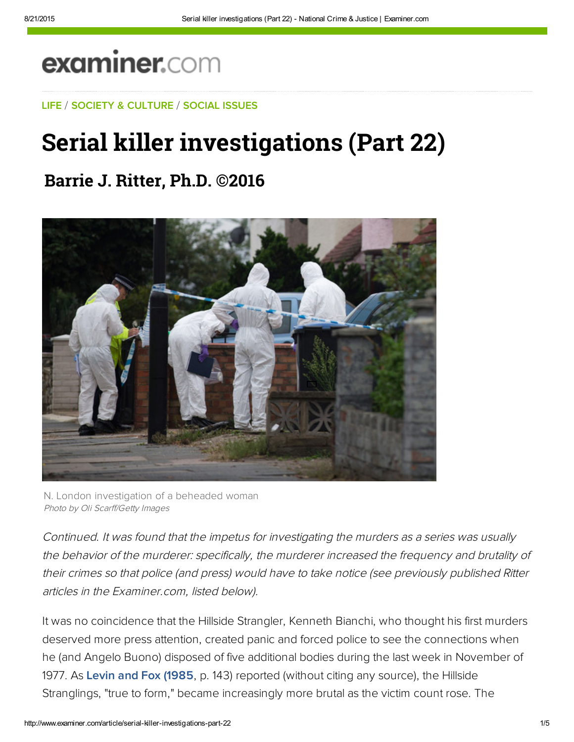examiner.com

LIFE / SOCIETY & CULTURE / SOCIAL ISSUES

# Serial killer investigations (Part 22)

## Barrie J. Ritter, Ph.D. ©2016

N. London investigation of a beheaded woman
*Photo by Oli Scarff/Getty Images*

*Continued. It was found that the impetus for investigating the murders as a series was usually the behavior of the murderer: specifically, the murderer increased the frequency and brutality of their crimes so that police (and press) would have to take notice (see previously published Ritter articles in the Examiner.com, listed below).*

It was no coincidence that the Hillside Strangler, Kenneth Bianchi, who thought his first murders deserved more press attention, created panic and forced police to see the connections when he (and Angelo Buono) disposed of five additional bodies during the last week in November of 1977. As **Levin and Fox (1985**, p. 143) reported (without citing any source), the Hillside Stranglings, "true to form," became increasingly more brutal as the victim count rose. The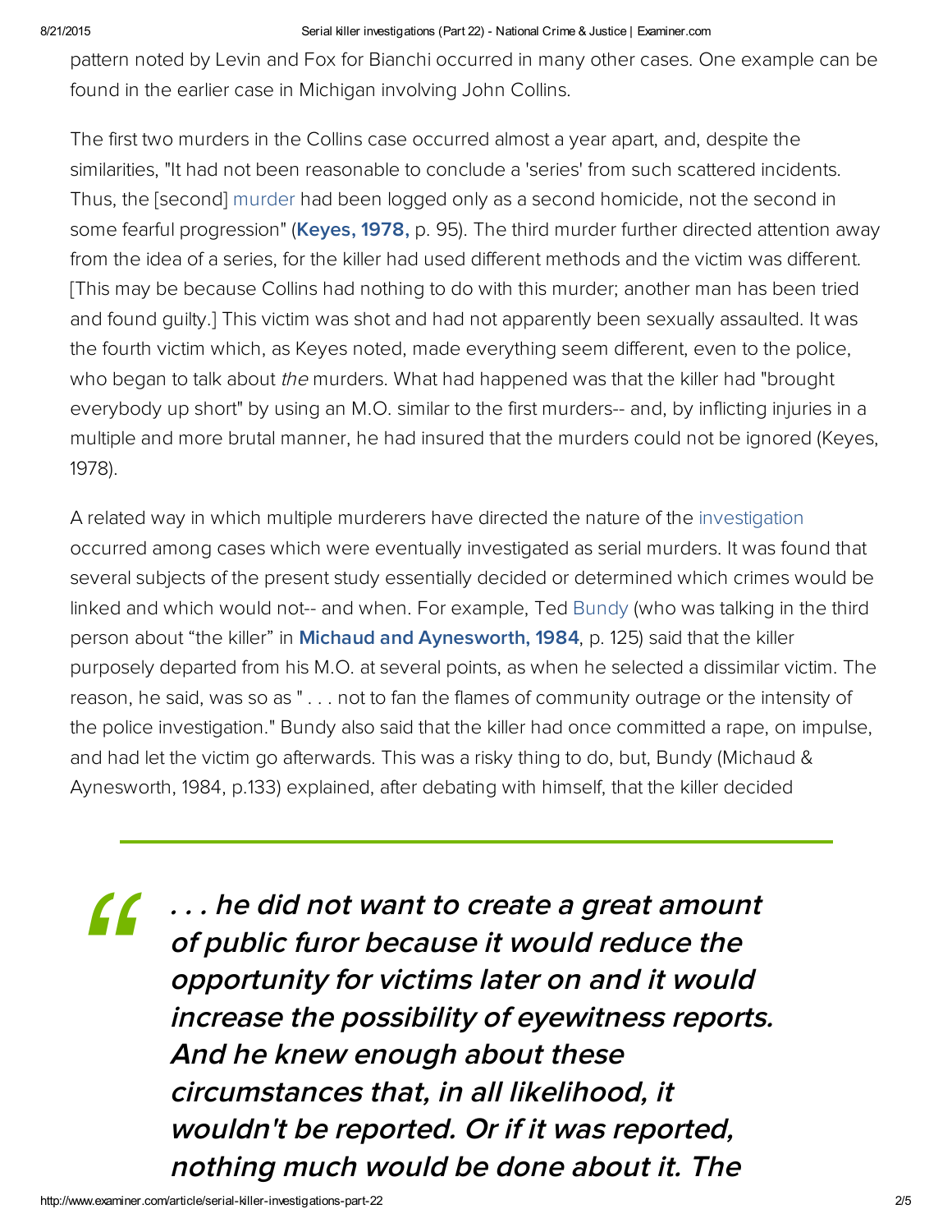pattern noted by Levin and Fox for Bianchi occurred in many other cases. One example can be found in the earlier case in Michigan involving John Collins.

The first two murders in the Collins case occurred almost a year apart, and, despite the similarities, "It had not been reasonable to conclude a 'series' from such scattered incidents. Thus, the [second] murder had been logged only as a second homicide, not the second in some fearful progression" (**Keyes, 1978,** p. 95). The third murder further directed attention away from the idea of a series, for the killer had used different methods and the victim was different. [This may be because Collins had nothing to do with this murder; another man has been tried and found guilty.] This victim was shot and had not apparently been sexually assaulted. It was the fourth victim which, as Keyes noted, made everything seem different, even to the police, who began to talk about *the* murders. What had happened was that the killer had "brought everybody up short" by using an M.O. similar to the first murders-- and, by inflicting injuries in a multiple and more brutal manner, he had insured that the murders could not be ignored (Keyes, 1978).

A related way in which multiple murderers have directed the nature of the investigation occurred among cases which were eventually investigated as serial murders. It was found that several subjects of the present study essentially decided or determined which crimes would be linked and which would not-- and when. For example, Ted Bundy (who was talking in the third person about "the killer" in **Michaud and Aynesworth, 1984**, p. 125) said that the killer purposely departed from his M.O. at several points, as when he selected a dissimilar victim. The reason, he said, was so as " . . . not to fan the flames of community outrage or the intensity of the police investigation." Bundy also said that the killer had once committed a rape, on impulse, and had let the victim go afterwards. This was a risky thing to do, but, Bundy (Michaud & Aynesworth, 1984, p.133) explained, after debating with himself, that the killer decided

> ***. . . he did not want to create a great amount of public furor because it would reduce the opportunity for victims later on and it would increase the possibility of eyewitness reports. And he knew enough about these circumstances that, in all likelihood, it wouldn't be reported. Or if it was reported, nothing much would be done about it. The***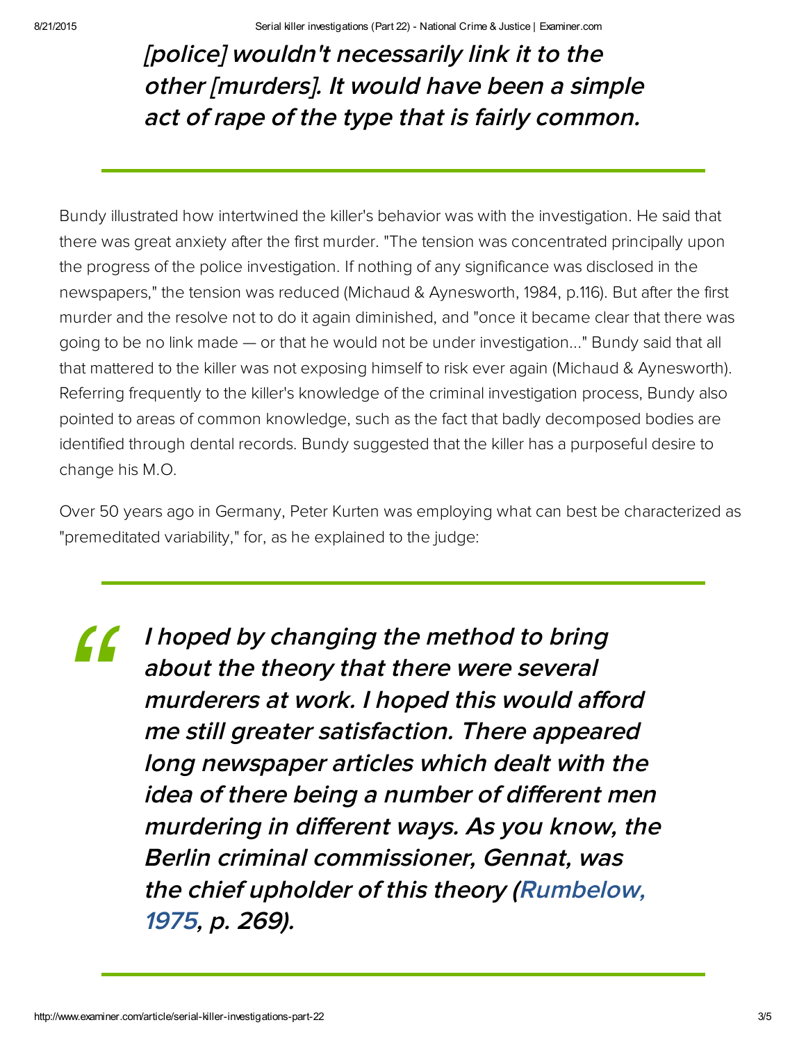> ***[police] wouldn't necessarily link it to the other [murders]. It would have been a simple act of rape of the type that is fairly common.***

Bundy illustrated how intertwined the killer's behavior was with the investigation. He said that there was great anxiety after the first murder. "The tension was concentrated principally upon the progress of the police investigation. If nothing of any significance was disclosed in the newspapers," the tension was reduced (Michaud & Aynesworth, 1984, p.116). But after the first murder and the resolve not to do it again diminished, and "once it became clear that there was going to be no link made — or that he would not be under investigation..." Bundy said that all that mattered to the killer was not exposing himself to risk ever again (Michaud & Aynesworth). Referring frequently to the killer's knowledge of the criminal investigation process, Bundy also pointed to areas of common knowledge, such as the fact that badly decomposed bodies are identified through dental records. Bundy suggested that the killer has a purposeful desire to change his M.O.

Over 50 years ago in Germany, Peter Kurten was employing what can best be characterized as "premeditated variability," for, as he explained to the judge:

> ***I hoped by changing the method to bring about the theory that there were several murderers at work. I hoped this would afford me still greater satisfaction. There appeared long newspaper articles which dealt with the idea of there being a number of different men murdering in different ways. As you know, the Berlin criminal commissioner, Gennat, was the chief upholder of this theory (Rumbelow, 1975, p. 269).***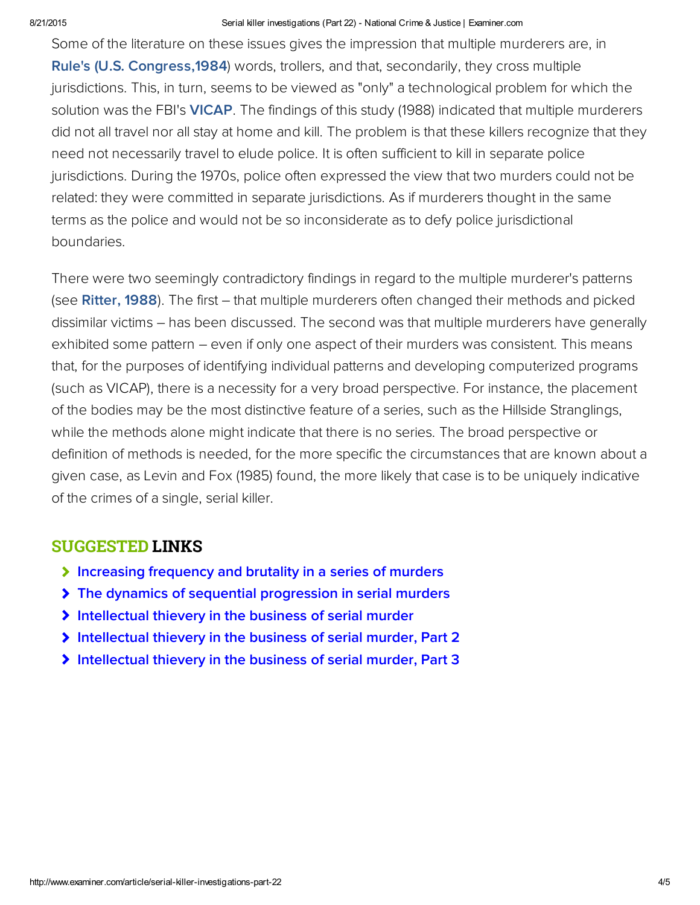Some of the literature on these issues gives the impression that multiple murderers are, in **Rule's (U.S. Congress,1984**) words, trollers, and that, secondarily, they cross multiple jurisdictions. This, in turn, seems to be viewed as "only" a technological problem for which the solution was the FBI's **VICAP**. The findings of this study (1988) indicated that multiple murderers did not all travel nor all stay at home and kill. The problem is that these killers recognize that they need not necessarily travel to elude police. It is often sufficient to kill in separate police jurisdictions. During the 1970s, police often expressed the view that two murders could not be related: they were committed in separate jurisdictions. As if murderers thought in the same terms as the police and would not be so inconsiderate as to defy police jurisdictional boundaries.

There were two seemingly contradictory findings in regard to the multiple murderer's patterns (see **Ritter, 1988**). The first – that multiple murderers often changed their methods and picked dissimilar victims – has been discussed. The second was that multiple murderers have generally exhibited some pattern – even if only one aspect of their murders was consistent. This means that, for the purposes of identifying individual patterns and developing computerized programs (such as VICAP), there is a necessity for a very broad perspective. For instance, the placement of the bodies may be the most distinctive feature of a series, such as the Hillside Stranglings, while the methods alone might indicate that there is no series. The broad perspective or definition of methods is needed, for the more specific the circumstances that are known about a given case, as Levin and Fox (1985) found, the more likely that case is to be uniquely indicative of the crimes of a single, serial killer.

## SUGGESTED LINKS

- Increasing frequency and brutality in a series of murders
- The dynamics of sequential progression in serial murders
- Intellectual thievery in the business of serial murder
- Intellectual thievery in the business of serial murder, Part 2
- Intellectual thievery in the business of serial murder, Part 3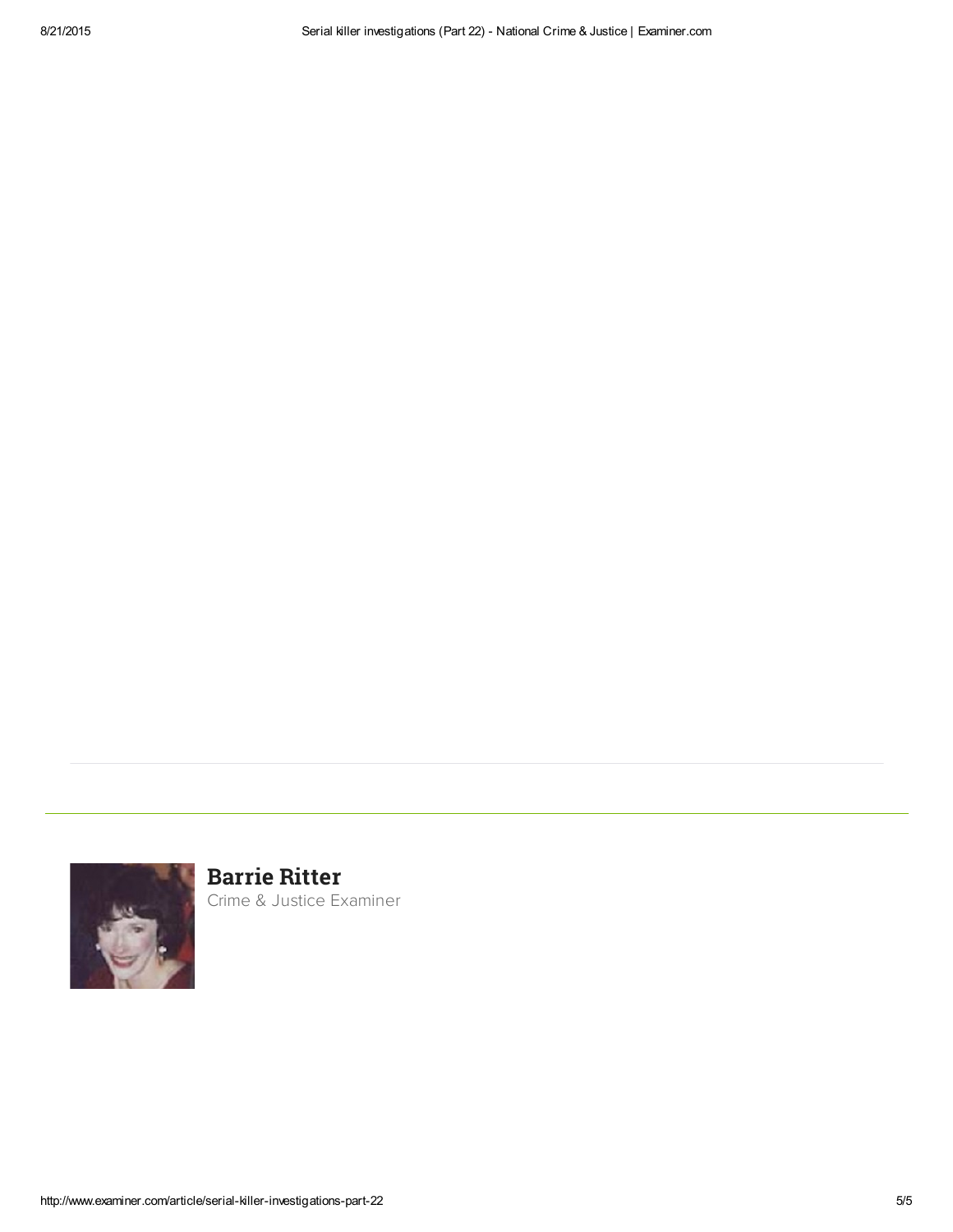**Barrie Ritter**

Crime & Justice Examiner